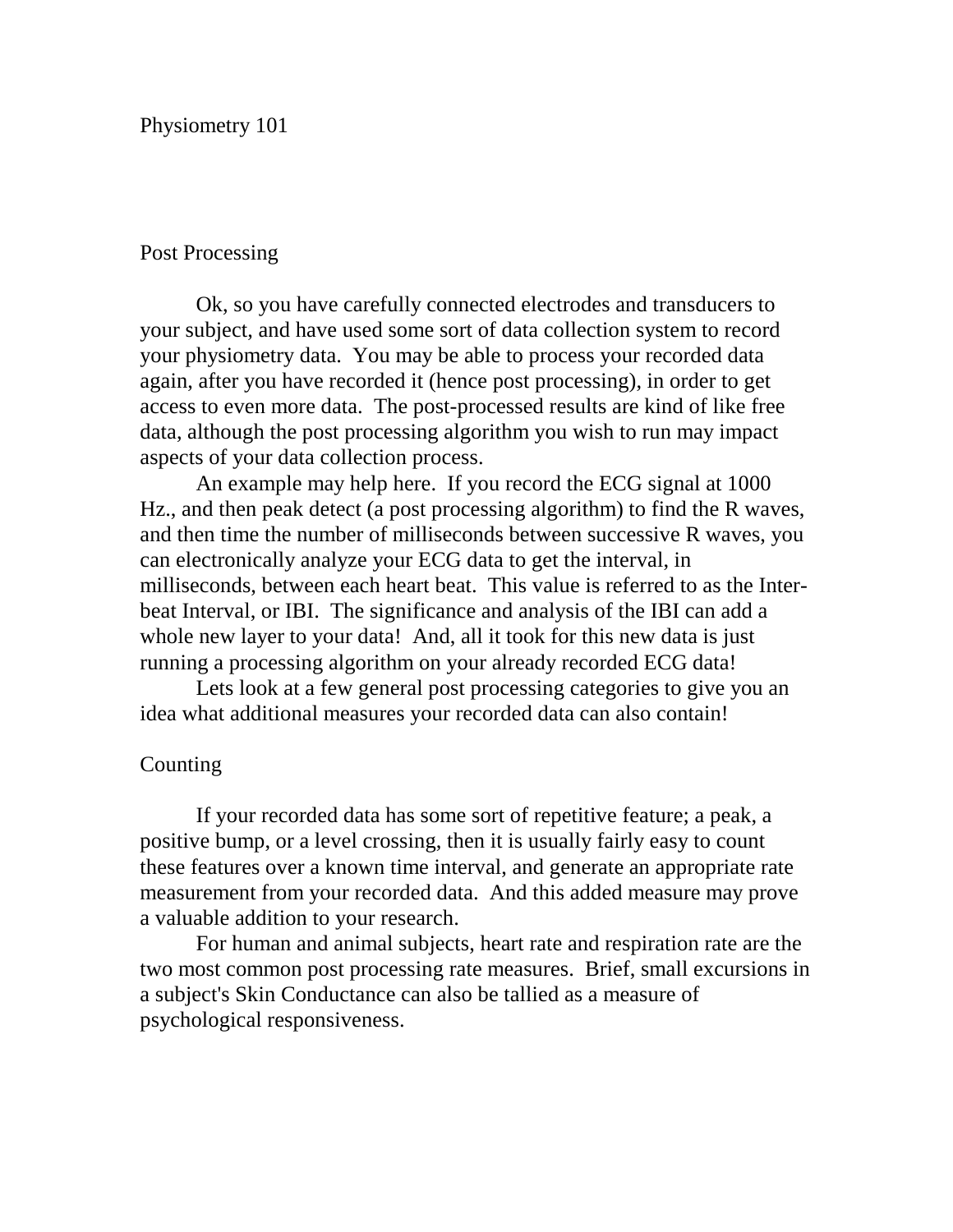# Physiometry 101

## Post Processing

Ok, so you have carefully connected electrodes and transducers to your subject, and have used some sort of data collection system to record your physiometry data. You may be able to process your recorded data again, after you have recorded it (hence post processing), in order to get access to even more data. The post-processed results are kind of like free data, although the post processing algorithm you wish to run may impact aspects of your data collection process.

An example may help here. If you record the ECG signal at 1000 Hz., and then peak detect (a post processing algorithm) to find the R waves, and then time the number of milliseconds between successive R waves, you can electronically analyze your ECG data to get the interval, in milliseconds, between each heart beat. This value is referred to as the Inter-beat Interval, or IBI. The significance and analysis of the IBI can add a whole new layer to your data! And, all it took for this new data is just running a processing algorithm on your already recorded ECG data!

Lets look at a few general post processing categories to give you an idea what additional measures your recorded data can also contain!

## Counting

If your recorded data has some sort of repetitive feature; a peak, a positive bump, or a level crossing, then it is usually fairly easy to count these features over a known time interval, and generate an appropriate rate measurement from your recorded data. And this added measure may prove a valuable addition to your research.

For human and animal subjects, heart rate and respiration rate are the two most common post processing rate measures. Brief, small excursions in a subject's Skin Conductance can also be tallied as a measure of psychological responsiveness.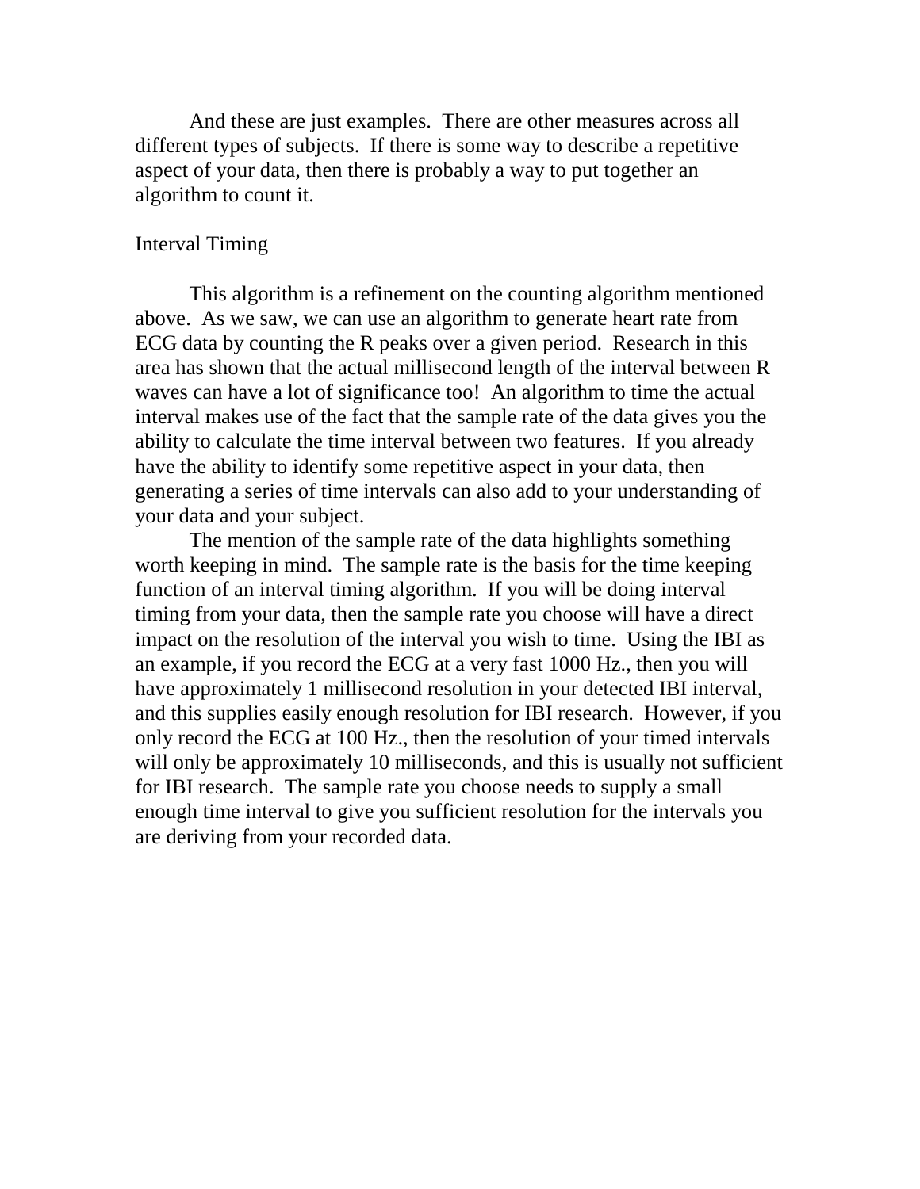And these are just examples. There are other measures across all different types of subjects. If there is some way to describe a repetitive aspect of your data, then there is probably a way to put together an algorithm to count it.

## Interval Timing

This algorithm is a refinement on the counting algorithm mentioned above. As we saw, we can use an algorithm to generate heart rate from ECG data by counting the R peaks over a given period. Research in this area has shown that the actual millisecond length of the interval between R waves can have a lot of significance too! An algorithm to time the actual interval makes use of the fact that the sample rate of the data gives you the ability to calculate the time interval between two features. If you already have the ability to identify some repetitive aspect in your data, then generating a series of time intervals can also add to your understanding of your data and your subject.

The mention of the sample rate of the data highlights something worth keeping in mind. The sample rate is the basis for the time keeping function of an interval timing algorithm. If you will be doing interval timing from your data, then the sample rate you choose will have a direct impact on the resolution of the interval you wish to time. Using the IBI as an example, if you record the ECG at a very fast 1000 Hz., then you will have approximately 1 millisecond resolution in your detected IBI interval, and this supplies easily enough resolution for IBI research. However, if you only record the ECG at 100 Hz., then the resolution of your timed intervals will only be approximately 10 milliseconds, and this is usually not sufficient for IBI research. The sample rate you choose needs to supply a small enough time interval to give you sufficient resolution for the intervals you are deriving from your recorded data.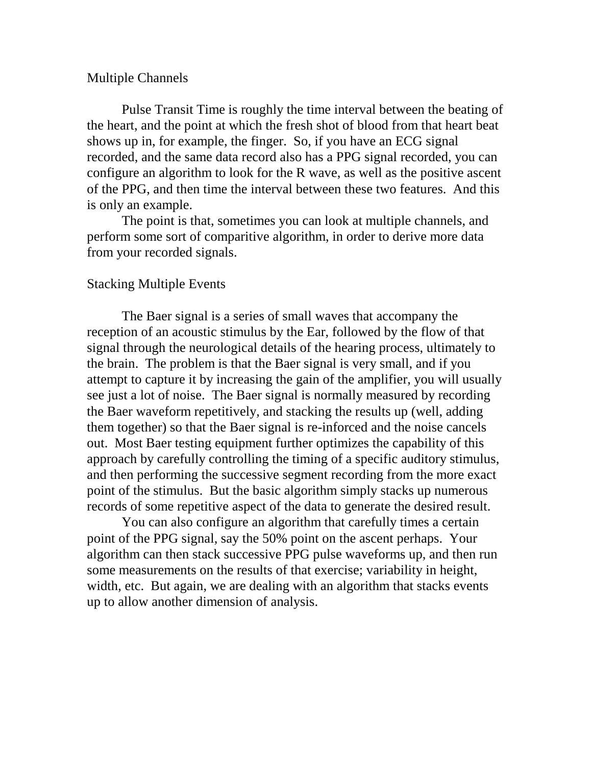## Multiple Channels

Pulse Transit Time is roughly the time interval between the beating of the heart, and the point at which the fresh shot of blood from that heart beat shows up in, for example, the finger. So, if you have an ECG signal recorded, and the same data record also has a PPG signal recorded, you can configure an algorithm to look for the R wave, as well as the positive ascent of the PPG, and then time the interval between these two features. And this is only an example.

The point is that, sometimes you can look at multiple channels, and perform some sort of comparitive algorithm, in order to derive more data from your recorded signals.

## Stacking Multiple Events

The Baer signal is a series of small waves that accompany the reception of an acoustic stimulus by the Ear, followed by the flow of that signal through the neurological details of the hearing process, ultimately to the brain. The problem is that the Baer signal is very small, and if you attempt to capture it by increasing the gain of the amplifier, you will usually see just a lot of noise. The Baer signal is normally measured by recording the Baer waveform repetitively, and stacking the results up (well, adding them together) so that the Baer signal is re-inforced and the noise cancels out. Most Baer testing equipment further optimizes the capability of this approach by carefully controlling the timing of a specific auditory stimulus, and then performing the successive segment recording from the more exact point of the stimulus. But the basic algorithm simply stacks up numerous records of some repetitive aspect of the data to generate the desired result.

You can also configure an algorithm that carefully times a certain point of the PPG signal, say the 50% point on the ascent perhaps. Your algorithm can then stack successive PPG pulse waveforms up, and then run some measurements on the results of that exercise; variability in height, width, etc. But again, we are dealing with an algorithm that stacks events up to allow another dimension of analysis.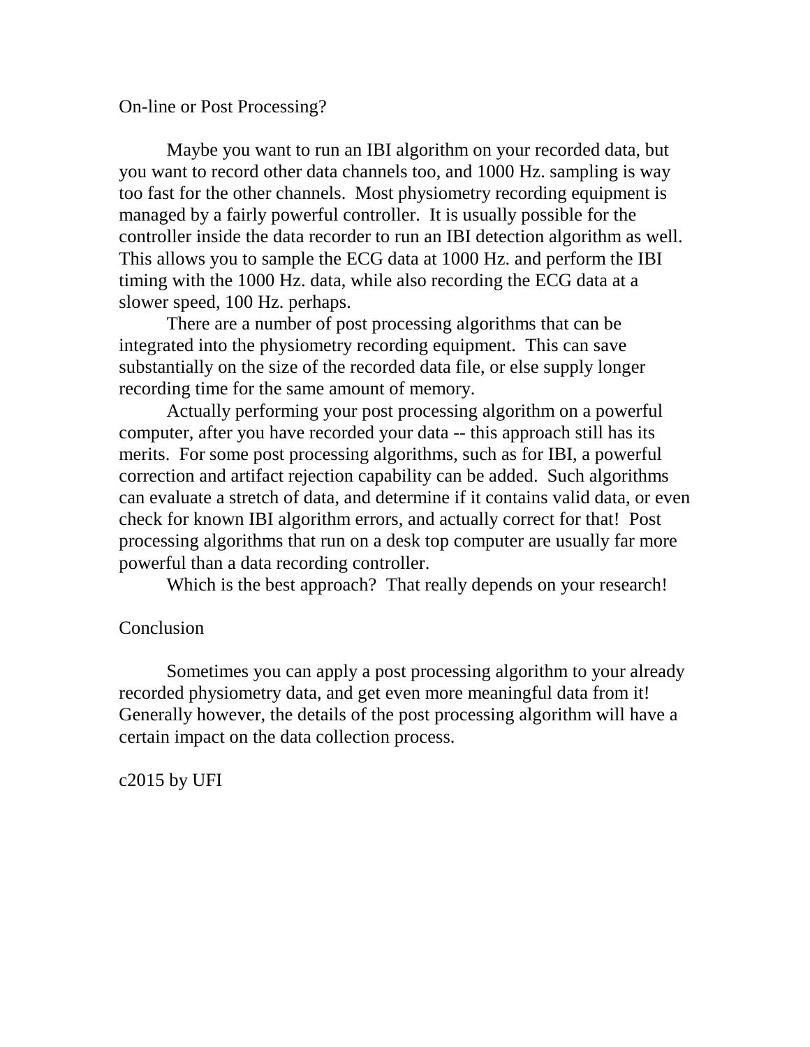## On-line or Post Processing?

Maybe you want to run an IBI algorithm on your recorded data, but you want to record other data channels too, and 1000 Hz. sampling is way too fast for the other channels. Most physiometry recording equipment is managed by a fairly powerful controller. It is usually possible for the controller inside the data recorder to run an IBI detection algorithm as well. This allows you to sample the ECG data at 1000 Hz. and perform the IBI timing with the 1000 Hz. data, while also recording the ECG data at a slower speed, 100 Hz. perhaps.

There are a number of post processing algorithms that can be integrated into the physiometry recording equipment. This can save substantially on the size of the recorded data file, or else supply longer recording time for the same amount of memory.

Actually performing your post processing algorithm on a powerful computer, after you have recorded your data -- this approach still has its merits. For some post processing algorithms, such as for IBI, a powerful correction and artifact rejection capability can be added. Such algorithms can evaluate a stretch of data, and determine if it contains valid data, or even check for known IBI algorithm errors, and actually correct for that! Post processing algorithms that run on a desk top computer are usually far more powerful than a data recording controller.

Which is the best approach? That really depends on your research!

## Conclusion

Sometimes you can apply a post processing algorithm to your already recorded physiometry data, and get even more meaningful data from it! Generally however, the details of the post processing algorithm will have a certain impact on the data collection process.

c2015 by UFI